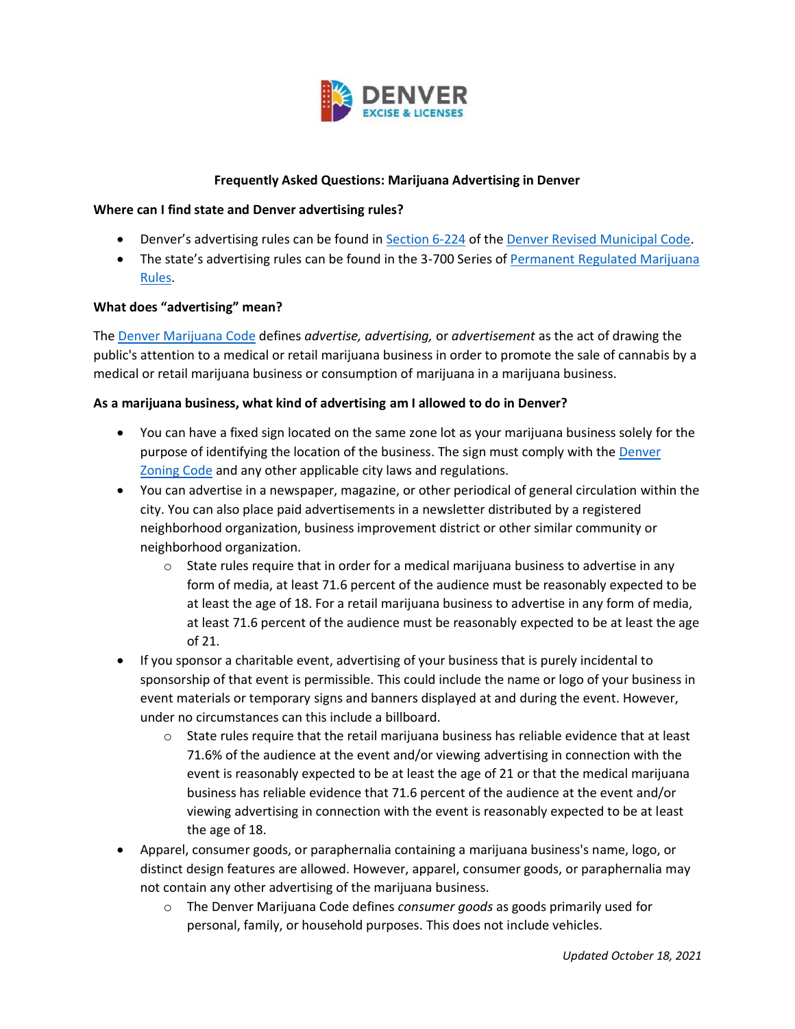DENVER

EXCISE & LICENSES

# Frequently Asked Questions: Marijuana Advertising in Denver

**Where can I find state and Denver advertising rules?**

- Denver's advertising rules can be found in Section 6-224 of the Denver Revised Municipal Code.
- The state's advertising rules can be found in the 3-700 Series of Permanent Regulated Marijuana Rules.

**What does "advertising" mean?**

The Denver Marijuana Code defines *advertise, advertising,* or *advertisement* as the act of drawing the public's attention to a medical or retail marijuana business in order to promote the sale of cannabis by a medical or retail marijuana business or consumption of marijuana in a marijuana business.

**As a marijuana business, what kind of advertising am I allowed to do in Denver?**

- You can have a fixed sign located on the same zone lot as your marijuana business solely for the purpose of identifying the location of the business. The sign must comply with the Denver Zoning Code and any other applicable city laws and regulations.
- You can advertise in a newspaper, magazine, or other periodical of general circulation within the city. You can also place paid advertisements in a newsletter distributed by a registered neighborhood organization, business improvement district or other similar community or neighborhood organization.
    - State rules require that in order for a medical marijuana business to advertise in any form of media, at least 71.6 percent of the audience must be reasonably expected to be at least the age of 18. For a retail marijuana business to advertise in any form of media, at least 71.6 percent of the audience must be reasonably expected to be at least the age of 21.
- If you sponsor a charitable event, advertising of your business that is purely incidental to sponsorship of that event is permissible. This could include the name or logo of your business in event materials or temporary signs and banners displayed at and during the event. However, under no circumstances can this include a billboard.
    - State rules require that the retail marijuana business has reliable evidence that at least 71.6% of the audience at the event and/or viewing advertising in connection with the event is reasonably expected to be at least the age of 21 or that the medical marijuana business has reliable evidence that 71.6 percent of the audience at the event and/or viewing advertising in connection with the event is reasonably expected to be at least the age of 18.
- Apparel, consumer goods, or paraphernalia containing a marijuana business's name, logo, or distinct design features are allowed. However, apparel, consumer goods, or paraphernalia may not contain any other advertising of the marijuana business.
    - The Denver Marijuana Code defines *consumer goods* as goods primarily used for personal, family, or household purposes. This does not include vehicles.

*Updated October 18, 2021*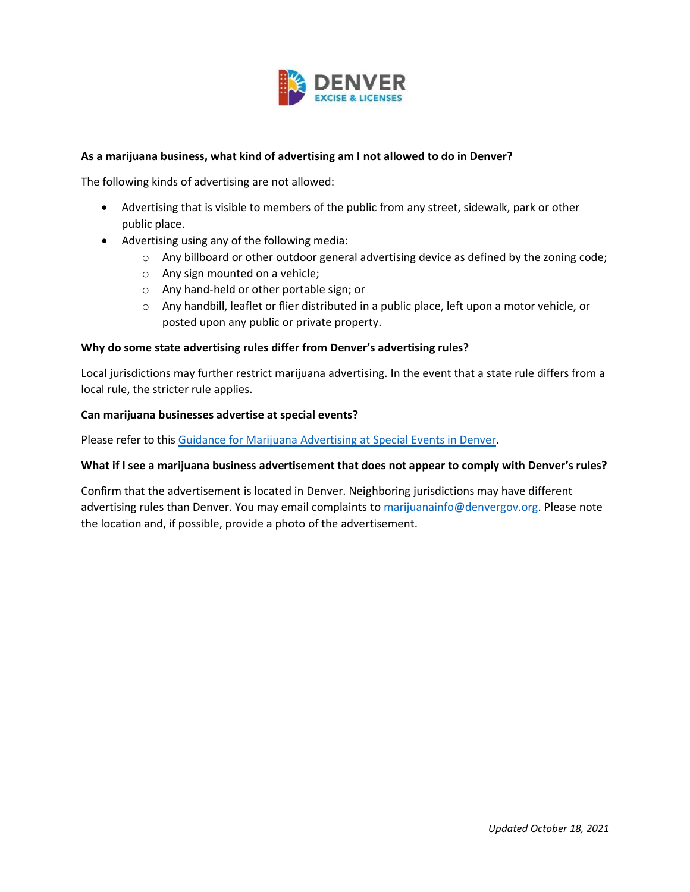**As a marijuana business, what kind of advertising am I not allowed to do in Denver?**

The following kinds of advertising are not allowed:

- Advertising that is visible to members of the public from any street, sidewalk, park or other public place.
- Advertising using any of the following media:
  - Any billboard or other outdoor general advertising device as defined by the zoning code;
  - Any sign mounted on a vehicle;
  - Any hand-held or other portable sign; or
  - Any handbill, leaflet or flier distributed in a public place, left upon a motor vehicle, or posted upon any public or private property.

**Why do some state advertising rules differ from Denver's advertising rules?**

Local jurisdictions may further restrict marijuana advertising. In the event that a state rule differs from a local rule, the stricter rule applies.

**Can marijuana businesses advertise at special events?**

Please refer to this Guidance for Marijuana Advertising at Special Events in Denver.

**What if I see a marijuana business advertisement that does not appear to comply with Denver's rules?**

Confirm that the advertisement is located in Denver. Neighboring jurisdictions may have different advertising rules than Denver. You may email complaints to marijuanainfo@denvergov.org. Please note the location and, if possible, provide a photo of the advertisement.

*Updated October 18, 2021*